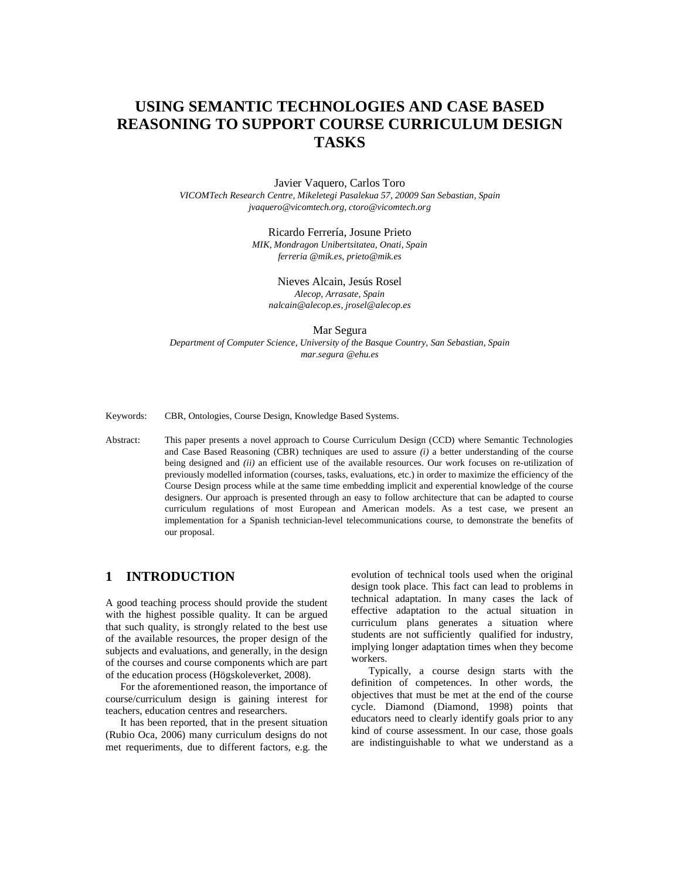# USING SEMANTIC TECHNOLOGIES AND CASE BASED REASONING TO SUPPORT COURSE CURRICULUM DESIGN TASKS

Javier Vaquero, Carlos Toro
*VICOMTech Research Centre, Mikeletegi Pasalekua 57, 20009 San Sebastian, Spain*
*jvaquero@vicomtech.org, ctoro@vicomtech.org*

Ricardo Ferrería, Josune Prieto
*MIK, Mondragon Unibertsitatea, Onati, Spain*
*ferreria @mik.es, prieto@mik.es*

Nieves Alcain, Jesús Rosel
*Alecop, Arrasate, Spain*
*nalcain@alecop.es, jrosel@alecop.es*

Mar Segura
*Department of Computer Science, University of the Basque Country, San Sebastian, Spain*
*mar.segura @ehu.es*

Keywords: CBR, Ontologies, Course Design, Knowledge Based Systems.

Abstract: This paper presents a novel approach to Course Curriculum Design (CCD) where Semantic Technologies and Case Based Reasoning (CBR) techniques are used to assure *(i)* a better understanding of the course being designed and *(ii)* an efficient use of the available resources. Our work focuses on re-utilization of previously modelled information (courses, tasks, evaluations, etc.) in order to maximize the efficiency of the Course Design process while at the same time embedding implicit and experential knowledge of the course designers. Our approach is presented through an easy to follow architecture that can be adapted to course curriculum regulations of most European and American models. As a test case, we present an implementation for a Spanish technician-level telecommunications course, to demonstrate the benefits of our proposal.

## 1 INTRODUCTION

A good teaching process should provide the student with the highest possible quality. It can be argued that such quality, is strongly related to the best use of the available resources, the proper design of the subjects and evaluations, and generally, in the design of the courses and course components which are part of the education process (Högskoleverket, 2008).

For the aforementioned reason, the importance of course/curriculum design is gaining interest for teachers, education centres and researchers.

It has been reported, that in the present situation (Rubio Oca, 2006) many curriculum designs do not met requeriments, due to different factors, e.g. the evolution of technical tools used when the original design took place. This fact can lead to problems in technical adaptation. In many cases the lack of effective adaptation to the actual situation in curriculum plans generates a situation where students are not sufficiently qualified for industry, implying longer adaptation times when they become workers.

Typically, a course design starts with the definition of competences. In other words, the objectives that must be met at the end of the course cycle. Diamond (Diamond, 1998) points that educators need to clearly identify goals prior to any kind of course assessment. In our case, those goals are indistinguishable to what we understand as a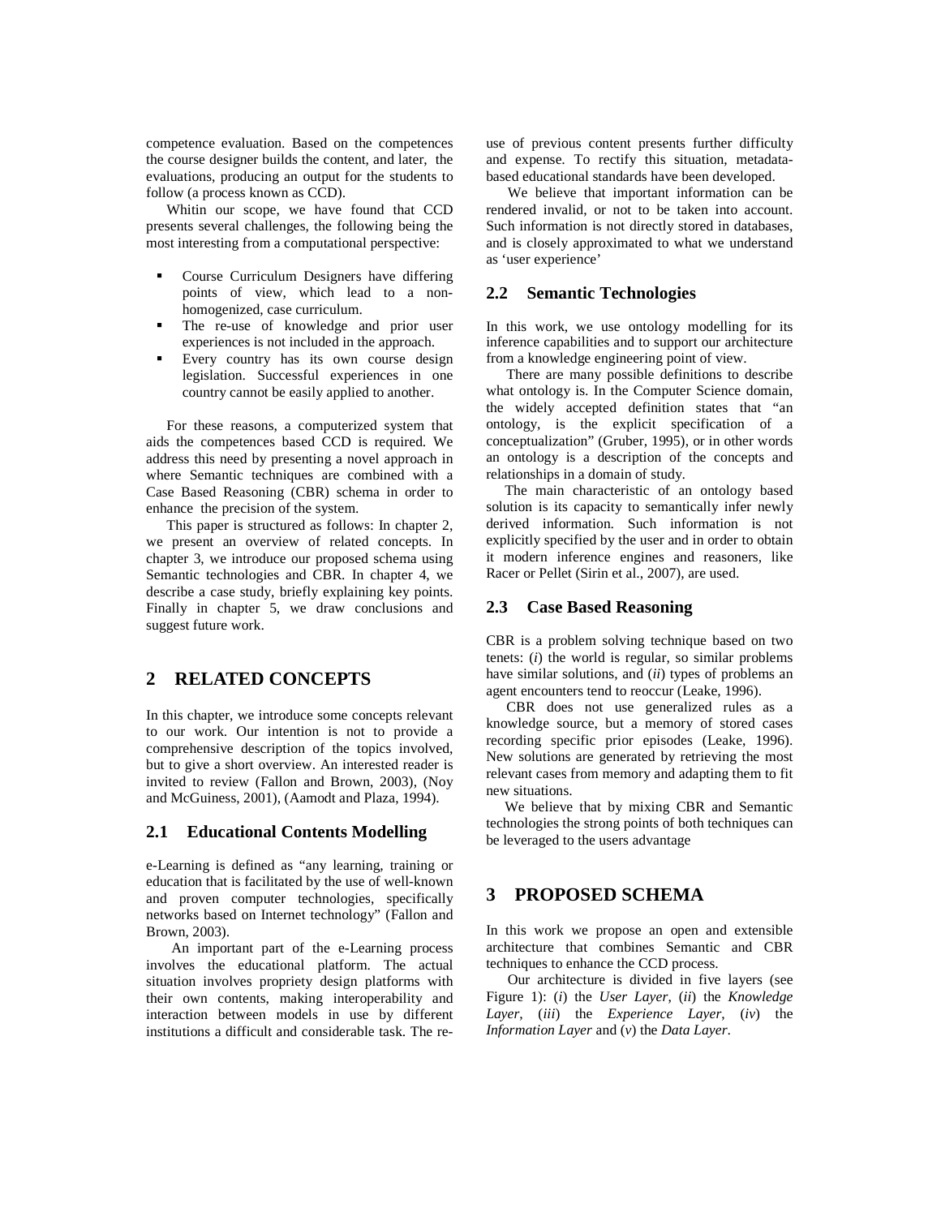competence evaluation. Based on the competences the course designer builds the content, and later, the evaluations, producing an output for the students to follow (a process known as CCD).

Whitin our scope, we have found that CCD presents several challenges, the following being the most interesting from a computational perspective:

- Course Curriculum Designers have differing points of view, which lead to a non-homogenized, case curriculum.
- The re-use of knowledge and prior user experiences is not included in the approach.
- Every country has its own course design legislation. Successful experiences in one country cannot be easily applied to another.

For these reasons, a computerized system that aids the competences based CCD is required. We address this need by presenting a novel approach in where Semantic techniques are combined with a Case Based Reasoning (CBR) schema in order to enhance the precision of the system.

This paper is structured as follows: In chapter 2, we present an overview of related concepts. In chapter 3, we introduce our proposed schema using Semantic technologies and CBR. In chapter 4, we describe a case study, briefly explaining key points. Finally in chapter 5, we draw conclusions and suggest future work.

# 2 RELATED CONCEPTS

In this chapter, we introduce some concepts relevant to our work. Our intention is not to provide a comprehensive description of the topics involved, but to give a short overview. An interested reader is invited to review (Fallon and Brown, 2003), (Noy and McGuiness, 2001), (Aamodt and Plaza, 1994).

## 2.1 Educational Contents Modelling

e-Learning is defined as "any learning, training or education that is facilitated by the use of well-known and proven computer technologies, specifically networks based on Internet technology" (Fallon and Brown, 2003).

An important part of the e-Learning process involves the educational platform. The actual situation involves propriety design platforms with their own contents, making interoperability and interaction between models in use by different institutions a difficult and considerable task. The re-use of previous content presents further difficulty and expense. To rectify this situation, metadata-based educational standards have been developed.

We believe that important information can be rendered invalid, or not to be taken into account. Such information is not directly stored in databases, and is closely approximated to what we understand as 'user experience'

## 2.2 Semantic Technologies

In this work, we use ontology modelling for its inference capabilities and to support our architecture from a knowledge engineering point of view.

There are many possible definitions to describe what ontology is. In the Computer Science domain, the widely accepted definition states that "an ontology, is the explicit specification of a conceptualization" (Gruber, 1995), or in other words an ontology is a description of the concepts and relationships in a domain of study.

The main characteristic of an ontology based solution is its capacity to semantically infer newly derived information. Such information is not explicitly specified by the user and in order to obtain it modern inference engines and reasoners, like Racer or Pellet (Sirin et al., 2007), are used.

## 2.3 Case Based Reasoning

CBR is a problem solving technique based on two tenets: (*i*) the world is regular, so similar problems have similar solutions, and (*ii*) types of problems an agent encounters tend to reoccur (Leake, 1996).

CBR does not use generalized rules as a knowledge source, but a memory of stored cases recording specific prior episodes (Leake, 1996). New solutions are generated by retrieving the most relevant cases from memory and adapting them to fit new situations.

We believe that by mixing CBR and Semantic technologies the strong points of both techniques can be leveraged to the users advantage

# 3 PROPOSED SCHEMA

In this work we propose an open and extensible architecture that combines Semantic and CBR techniques to enhance the CCD process.

Our architecture is divided in five layers (see Figure 1): (*i*) the *User Layer*, (*ii*) the *Knowledge Layer*, (*iii*) the *Experience Layer*, (*iv*) the *Information Layer* and (*v*) the *Data Layer*.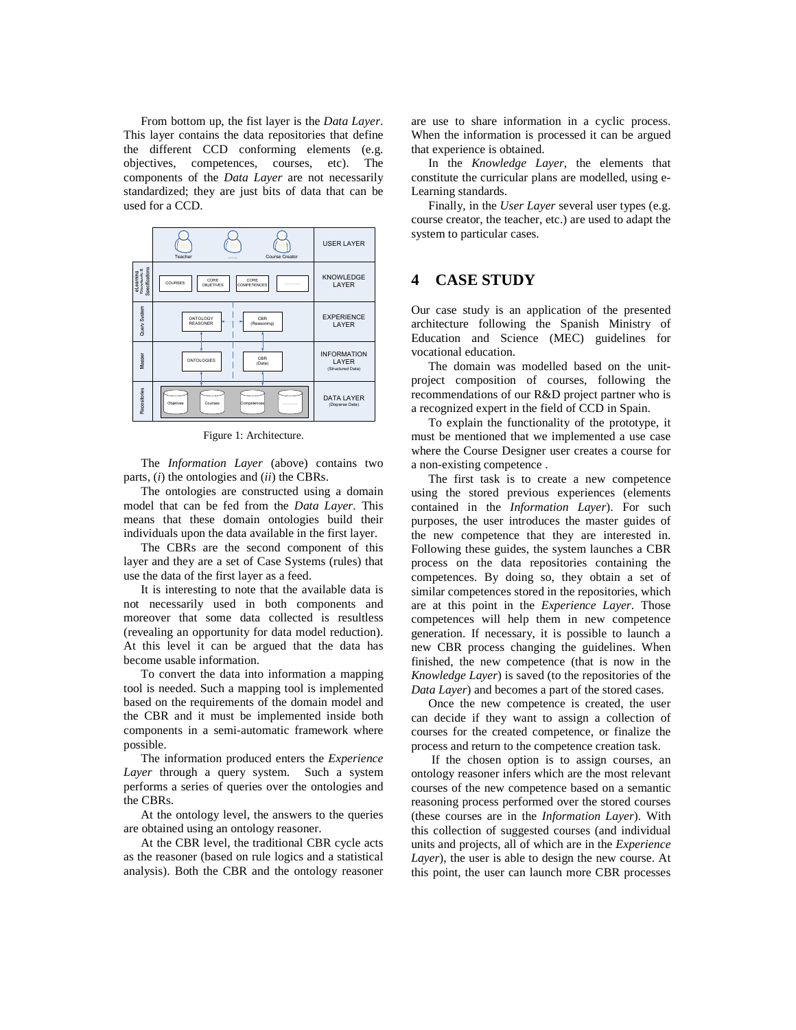From bottom up, the fist layer is the *Data Layer*. This layer contains the data repositories that define the different CCD conforming elements (e.g. objectives, competences, courses, etc). The components of the *Data Layer* are not necessarily standardized; they are just bits of data that can be used for a CCD.

Figure 1: Architecture.

The *Information Layer* (above) contains two parts, (*i*) the ontologies and (*ii*) the CBRs.

The ontologies are constructed using a domain model that can be fed from the *Data Layer*. This means that these domain ontologies build their individuals upon the data available in the first layer.

The CBRs are the second component of this layer and they are a set of Case Systems (rules) that use the data of the first layer as a feed.

It is interesting to note that the available data is not necessarily used in both components and moreover that some data collected is resultless (revealing an opportunity for data model reduction). At this level it can be argued that the data has become usable information.

To convert the data into information a mapping tool is needed. Such a mapping tool is implemented based on the requirements of the domain model and the CBR and it must be implemented inside both components in a semi-automatic framework where possible.

The information produced enters the *Experience Layer* through a query system. Such a system performs a series of queries over the ontologies and the CBRs.

At the ontology level, the answers to the queries are obtained using an ontology reasoner.

At the CBR level, the traditional CBR cycle acts as the reasoner (based on rule logics and a statistical analysis). Both the CBR and the ontology reasoner are use to share information in a cyclic process. When the information is processed it can be argued that experience is obtained.

In the *Knowledge Layer*, the elements that constitute the curricular plans are modelled, using e-Learning standards.

Finally, in the *User Layer* several user types (e.g. course creator, the teacher, etc.) are used to adapt the system to particular cases.

# 4 CASE STUDY

Our case study is an application of the presented architecture following the Spanish Ministry of Education and Science (MEC) guidelines for vocational education.

The domain was modelled based on the unit-project composition of courses, following the recommendations of our R&D project partner who is a recognized expert in the field of CCD in Spain.

To explain the functionality of the prototype, it must be mentioned that we implemented a use case where the Course Designer user creates a course for a non-existing competence .

The first task is to create a new competence using the stored previous experiences (elements contained in the *Information Layer*). For such purposes, the user introduces the master guides of the new competence that they are interested in. Following these guides, the system launches a CBR process on the data repositories containing the competences. By doing so, they obtain a set of similar competences stored in the repositories, which are at this point in the *Experience Layer*. Those competences will help them in new competence generation. If necessary, it is possible to launch a new CBR process changing the guidelines. When finished, the new competence (that is now in the *Knowledge Layer*) is saved (to the repositories of the *Data Layer*) and becomes a part of the stored cases.

Once the new competence is created, the user can decide if they want to assign a collection of courses for the created competence, or finalize the process and return to the competence creation task.

If the chosen option is to assign courses, an ontology reasoner infers which are the most relevant courses of the new competence based on a semantic reasoning process performed over the stored courses (these courses are in the *Information Layer*). With this collection of suggested courses (and individual units and projects, all of which are in the *Experience Layer*), the user is able to design the new course. At this point, the user can launch more CBR processes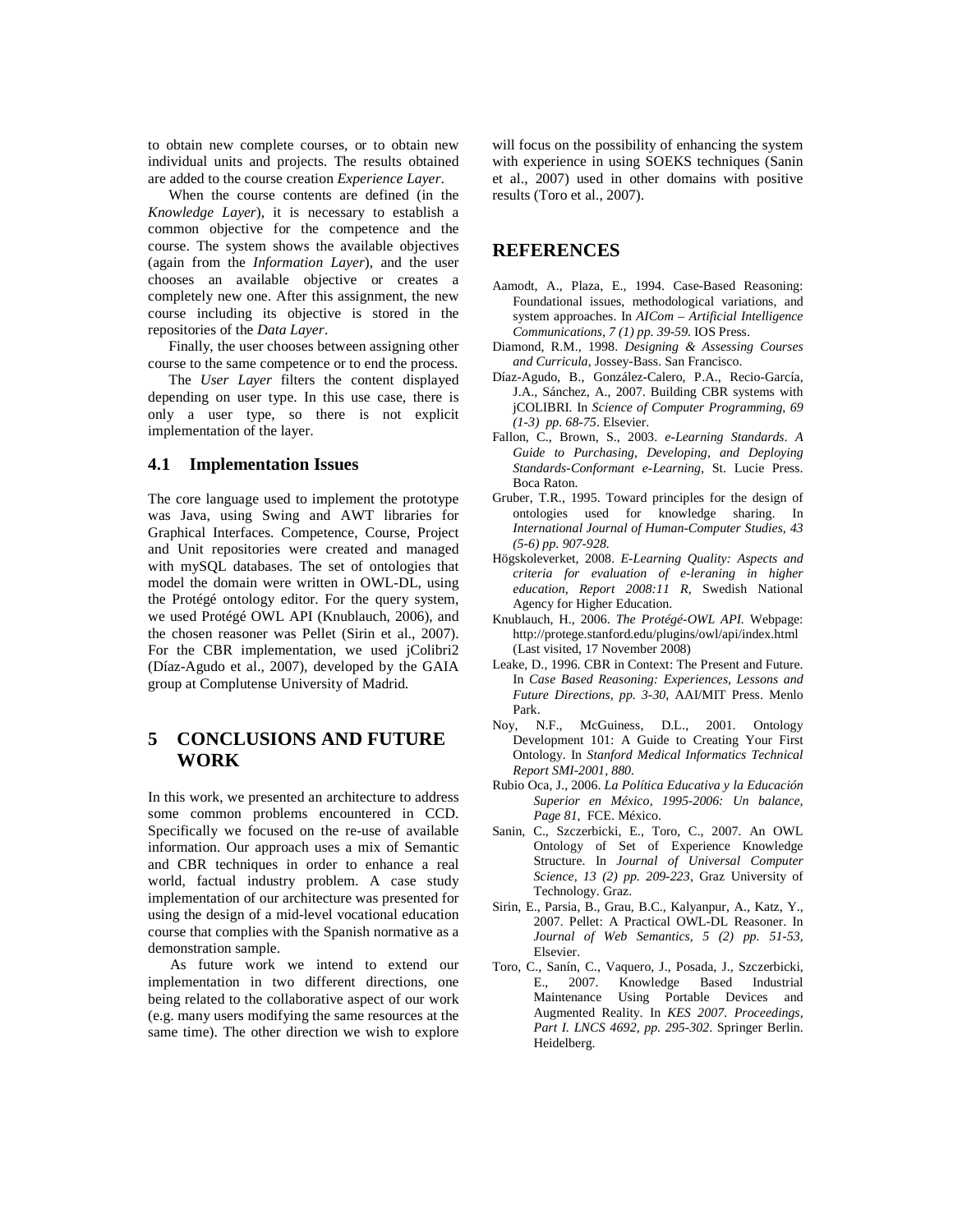to obtain new complete courses, or to obtain new individual units and projects. The results obtained are added to the course creation *Experience Layer*.

When the course contents are defined (in the *Knowledge Layer*), it is necessary to establish a common objective for the competence and the course. The system shows the available objectives (again from the *Information Layer*), and the user chooses an available objective or creates a completely new one. After this assignment, the new course including its objective is stored in the repositories of the *Data Layer*.

Finally, the user chooses between assigning other course to the same competence or to end the process.

The *User Layer* filters the content displayed depending on user type. In this use case, there is only a user type, so there is not explicit implementation of the layer.

### 4.1 Implementation Issues

The core language used to implement the prototype was Java, using Swing and AWT libraries for Graphical Interfaces. Competence, Course, Project and Unit repositories were created and managed with mySQL databases. The set of ontologies that model the domain were written in OWL-DL, using the Protégé ontology editor. For the query system, we used Protégé OWL API (Knublauch, 2006), and the chosen reasoner was Pellet (Sirin et al., 2007). For the CBR implementation, we used jColibri2 (Díaz-Agudo et al., 2007), developed by the GAIA group at Complutense University of Madrid.

## 5 CONCLUSIONS AND FUTURE WORK

In this work, we presented an architecture to address some common problems encountered in CCD. Specifically we focused on the re-use of available information. Our approach uses a mix of Semantic and CBR techniques in order to enhance a real world, factual industry problem. A case study implementation of our architecture was presented for using the design of a mid-level vocational education course that complies with the Spanish normative as a demonstration sample.

As future work we intend to extend our implementation in two different directions, one being related to the collaborative aspect of our work (e.g. many users modifying the same resources at the same time). The other direction we wish to explore will focus on the possibility of enhancing the system with experience in using SOEKS techniques (Sanin et al., 2007) used in other domains with positive results (Toro et al., 2007).

## REFERENCES

Aamodt, A., Plaza, E., 1994. Case-Based Reasoning: Foundational issues, methodological variations, and system approaches. In *AICom – Artificial Intelligence Communications, 7 (1) pp. 39-59.* IOS Press.

Diamond, R.M., 1998. *Designing & Assessing Courses and Curricula*, Jossey-Bass. San Francisco.

Díaz-Agudo, B., González-Calero, P.A., Recio-García, J.A., Sánchez, A., 2007. Building CBR systems with jCOLIBRI. In *Science of Computer Programming, 69 (1-3) pp. 68-75*. Elsevier.

Fallon, C., Brown, S., 2003. *e-Learning Standards. A Guide to Purchasing, Developing, and Deploying Standards-Conformant e-Learning*, St. Lucie Press. Boca Raton.

Gruber, T.R., 1995. Toward principles for the design of ontologies used for knowledge sharing. In *International Journal of Human-Computer Studies, 43 (5-6) pp. 907-928.*

Högskoleverket, 2008. *E-Learning Quality: Aspects and criteria for evaluation of e-leraning in higher education, Report 2008:11 R,* Swedish National Agency for Higher Education.

Knublauch, H., 2006. *The Protégé-OWL API.* Webpage: http://protege.stanford.edu/plugins/owl/api/index.html (Last visited, 17 November 2008)

Leake, D., 1996. CBR in Context: The Present and Future. In *Case Based Reasoning: Experiences, Lessons and Future Directions, pp. 3-30,* AAI/MIT Press. Menlo Park.

Noy, N.F., McGuiness, D.L., 2001. Ontology Development 101: A Guide to Creating Your First Ontology. In *Stanford Medical Informatics Technical Report SMI-2001, 880.*

Rubio Oca, J., 2006. *La Política Educativa y la Educación Superior en México, 1995-2006: Un balance, Page 81*, FCE. México.

Sanin, C., Szczerbicki, E., Toro, C., 2007. An OWL Ontology of Set of Experience Knowledge Structure. In *Journal of Universal Computer Science, 13 (2) pp. 209-223*, Graz University of Technology. Graz.

Sirin, E., Parsia, B., Grau, B.C., Kalyanpur, A., Katz, Y., 2007. Pellet: A Practical OWL-DL Reasoner. In *Journal of Web Semantics, 5 (2) pp. 51-53*, Elsevier.

Toro, C., Sanín, C., Vaquero, J., Posada, J., Szczerbicki, E., 2007. Knowledge Based Industrial Maintenance Using Portable Devices and Augmented Reality. In *KES 2007. Proceedings, Part I. LNCS 4692, pp. 295-302*. Springer Berlin. Heidelberg.